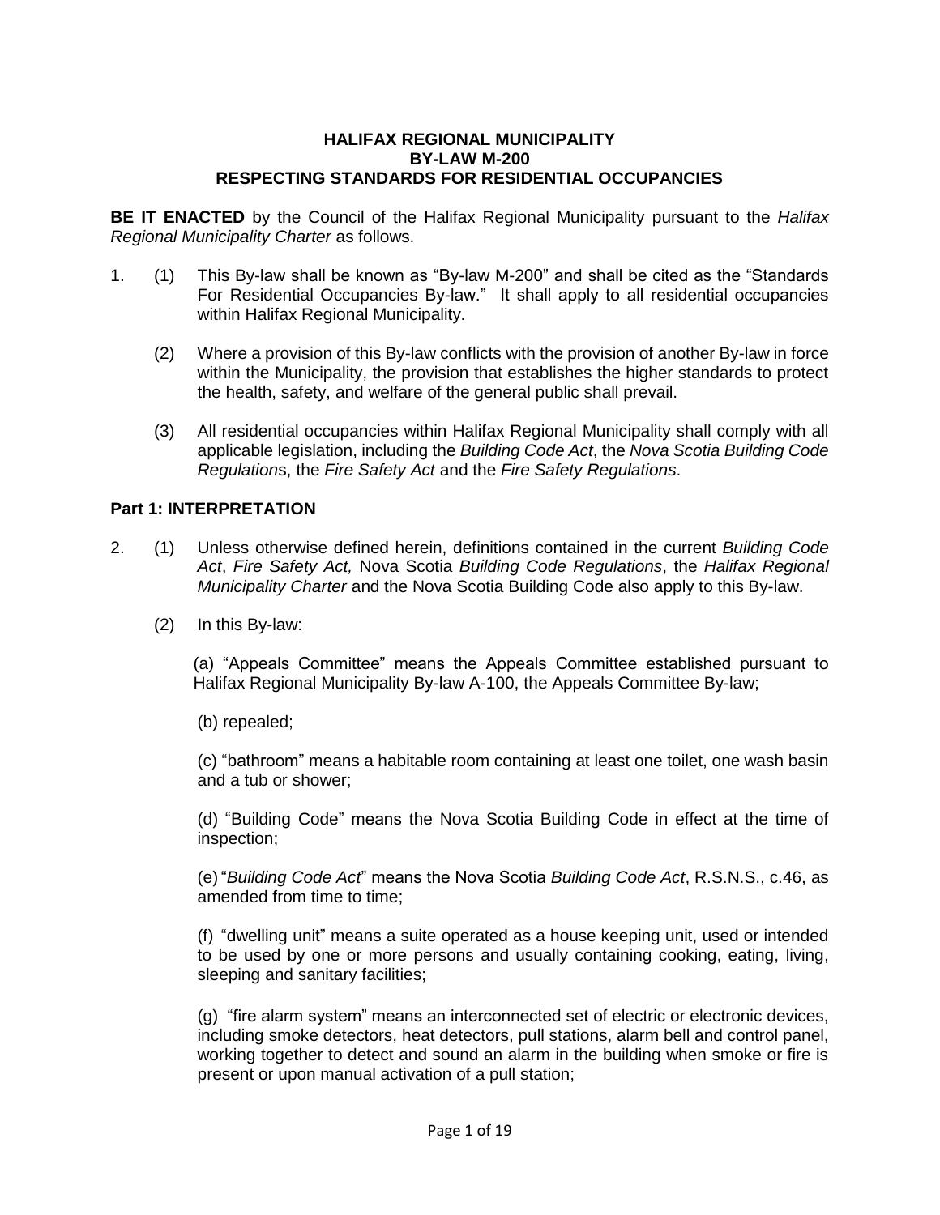**HALIFAX REGIONAL MUNICIPALITY**
**BY-LAW M-200**
**RESPECTING STANDARDS FOR RESIDENTIAL OCCUPANCIES**

**BE IT ENACTED** by the Council of the Halifax Regional Municipality pursuant to the *Halifax Regional Municipality Charter* as follows.

1. (1) This By-law shall be known as "By-law M-200" and shall be cited as the "Standards For Residential Occupancies By-law." It shall apply to all residential occupancies within Halifax Regional Municipality.

   (2) Where a provision of this By-law conflicts with the provision of another By-law in force within the Municipality, the provision that establishes the higher standards to protect the health, safety, and welfare of the general public shall prevail.

   (3) All residential occupancies within Halifax Regional Municipality shall comply with all applicable legislation, including the *Building Code Act*, the *Nova Scotia Building Code Regulation*s, the *Fire Safety Act* and the *Fire Safety Regulations*.

**Part 1: INTERPRETATION**

2. (1) Unless otherwise defined herein, definitions contained in the current *Building Code Act*, *Fire Safety Act,* Nova Scotia *Building Code Regulations*, the *Halifax Regional Municipality Charter* and the Nova Scotia Building Code also apply to this By-law.

   (2) In this By-law:

   (a) "Appeals Committee" means the Appeals Committee established pursuant to Halifax Regional Municipality By-law A-100, the Appeals Committee By-law;

   (b) repealed;

   (c) "bathroom" means a habitable room containing at least one toilet, one wash basin and a tub or shower;

   (d) "Building Code" means the Nova Scotia Building Code in effect at the time of inspection;

   (e) "*Building Code Act*" means the Nova Scotia *Building Code Act*, R.S.N.S., c.46, as amended from time to time;

   (f) "dwelling unit" means a suite operated as a house keeping unit, used or intended to be used by one or more persons and usually containing cooking, eating, living, sleeping and sanitary facilities;

   (g) "fire alarm system" means an interconnected set of electric or electronic devices, including smoke detectors, heat detectors, pull stations, alarm bell and control panel, working together to detect and sound an alarm in the building when smoke or fire is present or upon manual activation of a pull station;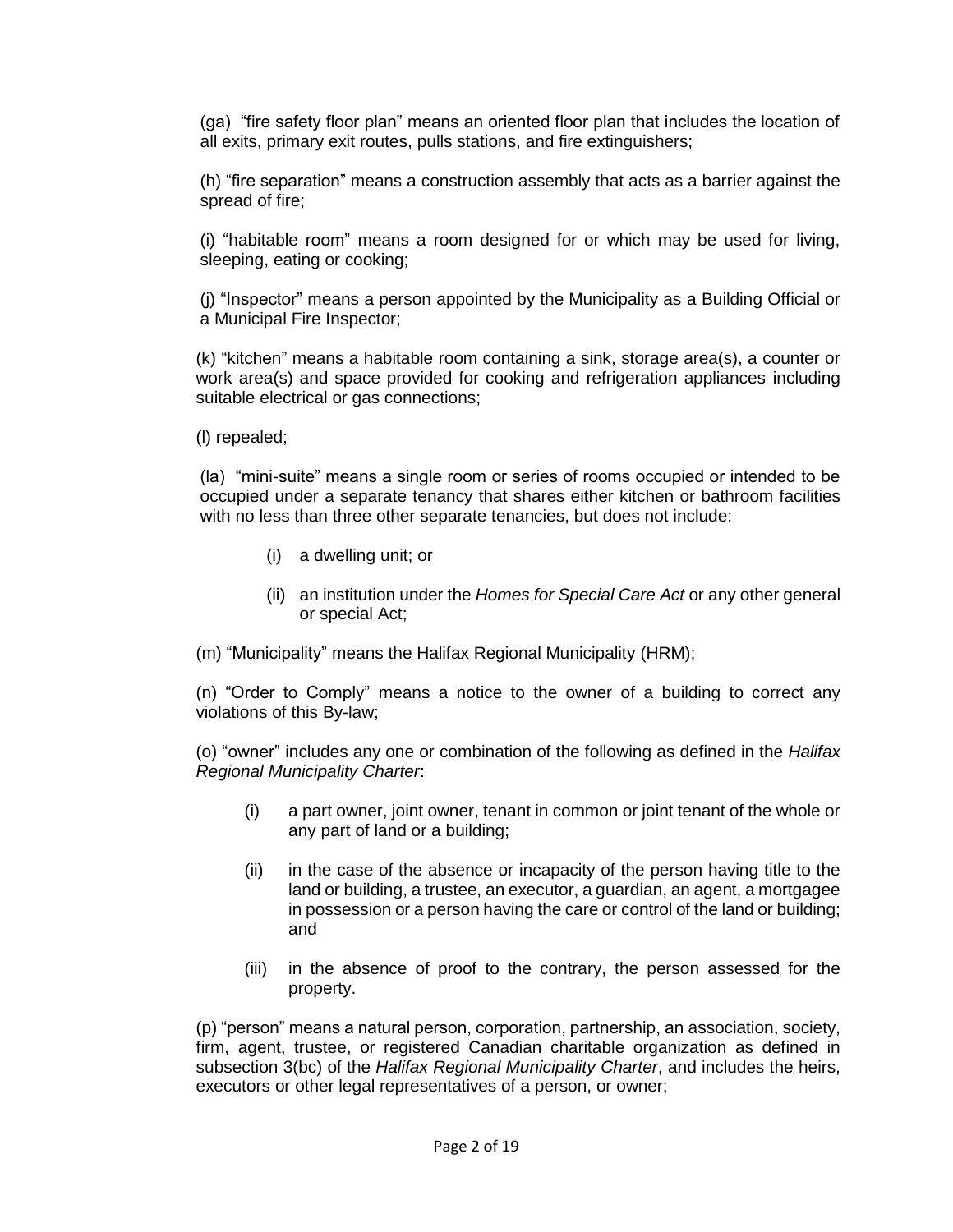(ga) "fire safety floor plan" means an oriented floor plan that includes the location of all exits, primary exit routes, pulls stations, and fire extinguishers;

(h) "fire separation" means a construction assembly that acts as a barrier against the spread of fire;

(i) "habitable room" means a room designed for or which may be used for living, sleeping, eating or cooking;

(j) "Inspector" means a person appointed by the Municipality as a Building Official or a Municipal Fire Inspector;

(k) "kitchen" means a habitable room containing a sink, storage area(s), a counter or work area(s) and space provided for cooking and refrigeration appliances including suitable electrical or gas connections;

(l) repealed;

(la) "mini-suite" means a single room or series of rooms occupied or intended to be occupied under a separate tenancy that shares either kitchen or bathroom facilities with no less than three other separate tenancies, but does not include:

> (i) a dwelling unit; or
>
> (ii) an institution under the *Homes for Special Care Act* or any other general or special Act;

(m) "Municipality" means the Halifax Regional Municipality (HRM);

(n) "Order to Comply" means a notice to the owner of a building to correct any violations of this By-law;

(o) "owner" includes any one or combination of the following as defined in the *Halifax Regional Municipality Charter*:

> (i) a part owner, joint owner, tenant in common or joint tenant of the whole or any part of land or a building;
>
> (ii) in the case of the absence or incapacity of the person having title to the land or building, a trustee, an executor, a guardian, an agent, a mortgagee in possession or a person having the care or control of the land or building; and
>
> (iii) in the absence of proof to the contrary, the person assessed for the property.

(p) "person" means a natural person, corporation, partnership, an association, society, firm, agent, trustee, or registered Canadian charitable organization as defined in subsection 3(bc) of the *Halifax Regional Municipality Charter*, and includes the heirs, executors or other legal representatives of a person, or owner;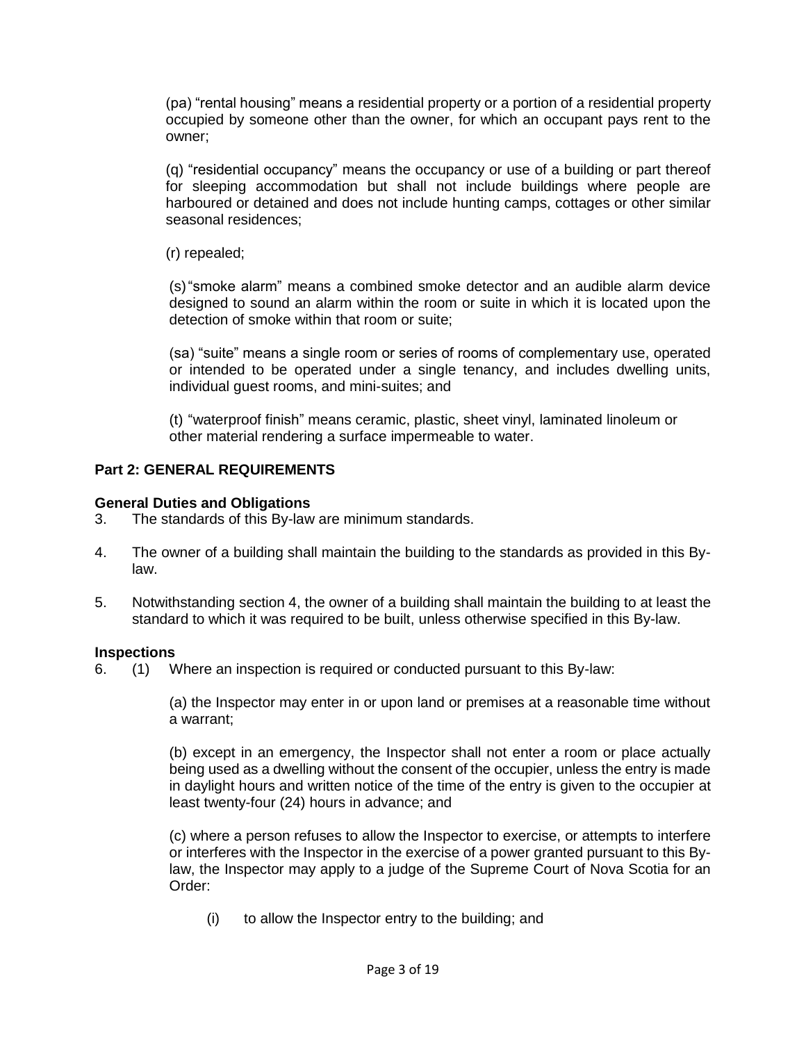(pa) "rental housing" means a residential property or a portion of a residential property occupied by someone other than the owner, for which an occupant pays rent to the owner;

(q) "residential occupancy" means the occupancy or use of a building or part thereof for sleeping accommodation but shall not include buildings where people are harboured or detained and does not include hunting camps, cottages or other similar seasonal residences;

(r) repealed;

(s) "smoke alarm" means a combined smoke detector and an audible alarm device designed to sound an alarm within the room or suite in which it is located upon the detection of smoke within that room or suite;

(sa) "suite" means a single room or series of rooms of complementary use, operated or intended to be operated under a single tenancy, and includes dwelling units, individual guest rooms, and mini-suites; and

(t) "waterproof finish" means ceramic, plastic, sheet vinyl, laminated linoleum or other material rendering a surface impermeable to water.

## Part 2: GENERAL REQUIREMENTS

### General Duties and Obligations

3. The standards of this By-law are minimum standards.

4. The owner of a building shall maintain the building to the standards as provided in this By-law.

5. Notwithstanding section 4, the owner of a building shall maintain the building to at least the standard to which it was required to be built, unless otherwise specified in this By-law.

### Inspections

6. (1) Where an inspection is required or conducted pursuant to this By-law:

(a) the Inspector may enter in or upon land or premises at a reasonable time without a warrant;

(b) except in an emergency, the Inspector shall not enter a room or place actually being used as a dwelling without the consent of the occupier, unless the entry is made in daylight hours and written notice of the time of the entry is given to the occupier at least twenty-four (24) hours in advance; and

(c) where a person refuses to allow the Inspector to exercise, or attempts to interfere or interferes with the Inspector in the exercise of a power granted pursuant to this By-law, the Inspector may apply to a judge of the Supreme Court of Nova Scotia for an Order:

(i) to allow the Inspector entry to the building; and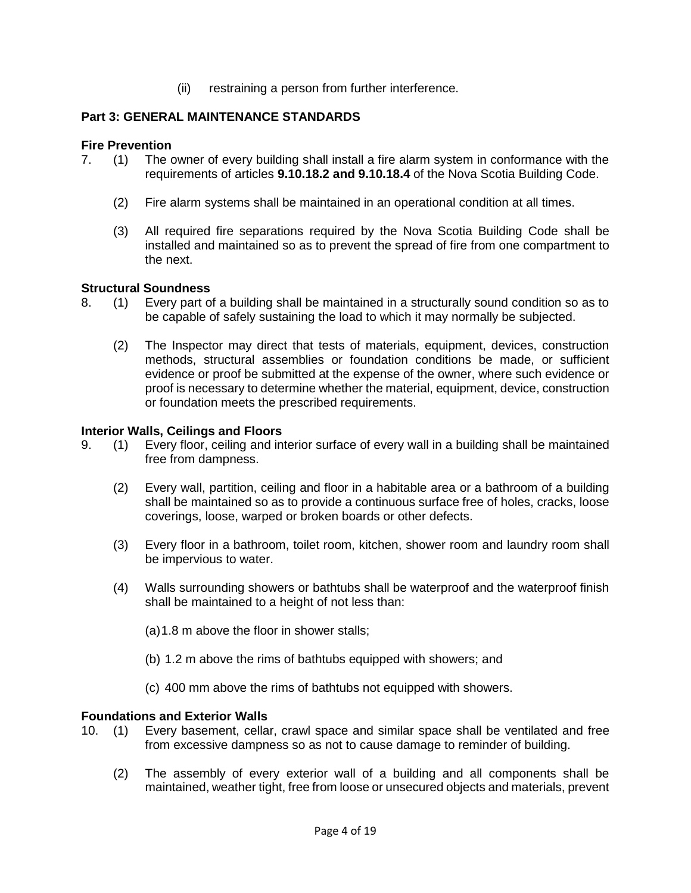(ii) restraining a person from further interference.

## Part 3: GENERAL MAINTENANCE STANDARDS

### Fire Prevention

7. (1) The owner of every building shall install a fire alarm system in conformance with the requirements of articles **9.10.18.2 and 9.10.18.4** of the Nova Scotia Building Code.

   (2) Fire alarm systems shall be maintained in an operational condition at all times.

   (3) All required fire separations required by the Nova Scotia Building Code shall be installed and maintained so as to prevent the spread of fire from one compartment to the next.

### Structural Soundness

8. (1) Every part of a building shall be maintained in a structurally sound condition so as to be capable of safely sustaining the load to which it may normally be subjected.

   (2) The Inspector may direct that tests of materials, equipment, devices, construction methods, structural assemblies or foundation conditions be made, or sufficient evidence or proof be submitted at the expense of the owner, where such evidence or proof is necessary to determine whether the material, equipment, device, construction or foundation meets the prescribed requirements.

### Interior Walls, Ceilings and Floors

9. (1) Every floor, ceiling and interior surface of every wall in a building shall be maintained free from dampness.

   (2) Every wall, partition, ceiling and floor in a habitable area or a bathroom of a building shall be maintained so as to provide a continuous surface free of holes, cracks, loose coverings, loose, warped or broken boards or other defects.

   (3) Every floor in a bathroom, toilet room, kitchen, shower room and laundry room shall be impervious to water.

   (4) Walls surrounding showers or bathtubs shall be waterproof and the waterproof finish shall be maintained to a height of not less than:

      (a) 1.8 m above the floor in shower stalls;

      (b) 1.2 m above the rims of bathtubs equipped with showers; and

      (c) 400 mm above the rims of bathtubs not equipped with showers.

### Foundations and Exterior Walls

10. (1) Every basement, cellar, crawl space and similar space shall be ventilated and free from excessive dampness so as not to cause damage to reminder of building.

    (2) The assembly of every exterior wall of a building and all components shall be maintained, weather tight, free from loose or unsecured objects and materials, prevent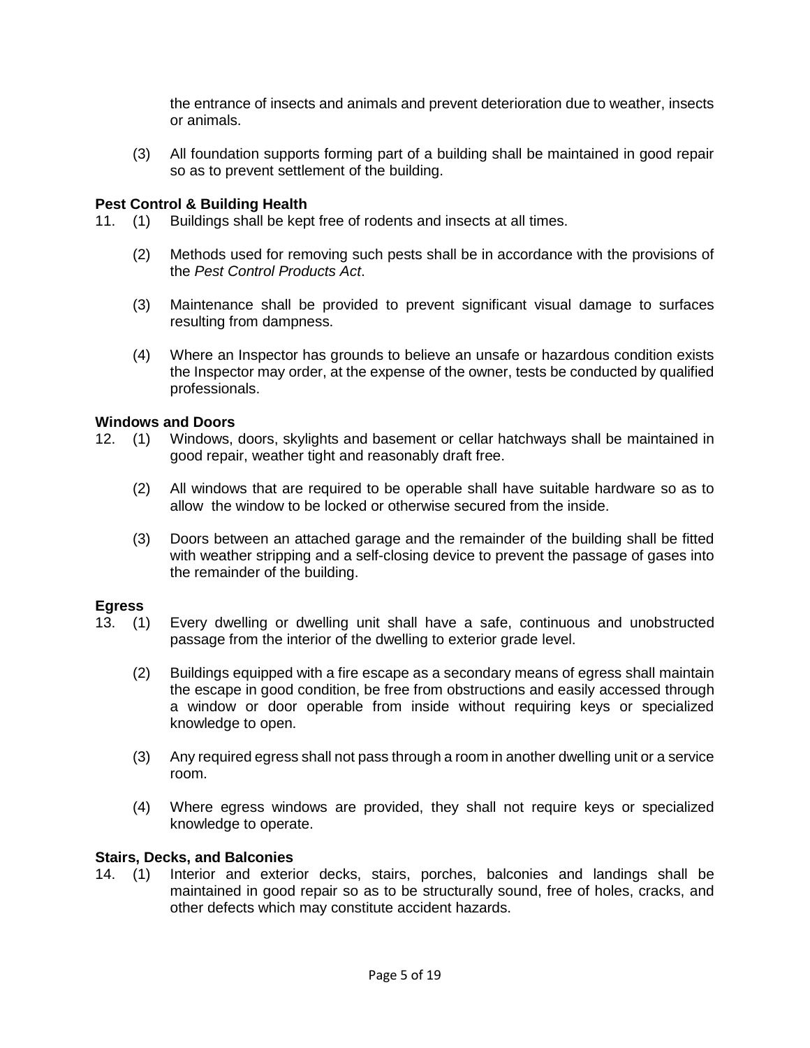the entrance of insects and animals and prevent deterioration due to weather, insects or animals.

(3) All foundation supports forming part of a building shall be maintained in good repair so as to prevent settlement of the building.

**Pest Control & Building Health**

11. (1) Buildings shall be kept free of rodents and insects at all times.

(2) Methods used for removing such pests shall be in accordance with the provisions of the *Pest Control Products Act*.

(3) Maintenance shall be provided to prevent significant visual damage to surfaces resulting from dampness.

(4) Where an Inspector has grounds to believe an unsafe or hazardous condition exists the Inspector may order, at the expense of the owner, tests be conducted by qualified professionals.

**Windows and Doors**

12. (1) Windows, doors, skylights and basement or cellar hatchways shall be maintained in good repair, weather tight and reasonably draft free.

(2) All windows that are required to be operable shall have suitable hardware so as to allow the window to be locked or otherwise secured from the inside.

(3) Doors between an attached garage and the remainder of the building shall be fitted with weather stripping and a self-closing device to prevent the passage of gases into the remainder of the building.

**Egress**

13. (1) Every dwelling or dwelling unit shall have a safe, continuous and unobstructed passage from the interior of the dwelling to exterior grade level.

(2) Buildings equipped with a fire escape as a secondary means of egress shall maintain the escape in good condition, be free from obstructions and easily accessed through a window or door operable from inside without requiring keys or specialized knowledge to open.

(3) Any required egress shall not pass through a room in another dwelling unit or a service room.

(4) Where egress windows are provided, they shall not require keys or specialized knowledge to operate.

**Stairs, Decks, and Balconies**

14. (1) Interior and exterior decks, stairs, porches, balconies and landings shall be maintained in good repair so as to be structurally sound, free of holes, cracks, and other defects which may constitute accident hazards.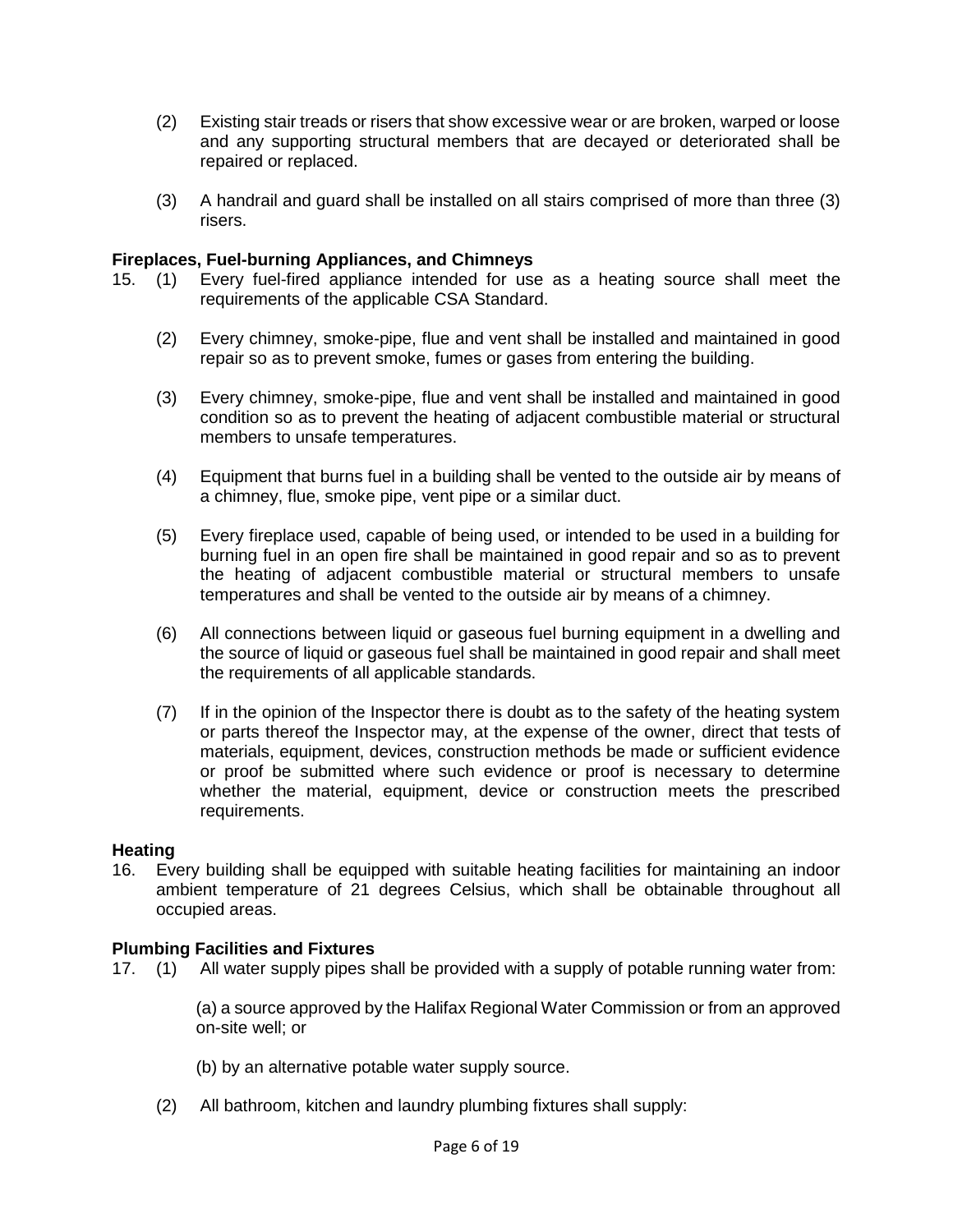(2) Existing stair treads or risers that show excessive wear or are broken, warped or loose and any supporting structural members that are decayed or deteriorated shall be repaired or replaced.

(3) A handrail and guard shall be installed on all stairs comprised of more than three (3) risers.

**Fireplaces, Fuel-burning Appliances, and Chimneys**

15. (1) Every fuel-fired appliance intended for use as a heating source shall meet the requirements of the applicable CSA Standard.

(2) Every chimney, smoke-pipe, flue and vent shall be installed and maintained in good repair so as to prevent smoke, fumes or gases from entering the building.

(3) Every chimney, smoke-pipe, flue and vent shall be installed and maintained in good condition so as to prevent the heating of adjacent combustible material or structural members to unsafe temperatures.

(4) Equipment that burns fuel in a building shall be vented to the outside air by means of a chimney, flue, smoke pipe, vent pipe or a similar duct.

(5) Every fireplace used, capable of being used, or intended to be used in a building for burning fuel in an open fire shall be maintained in good repair and so as to prevent the heating of adjacent combustible material or structural members to unsafe temperatures and shall be vented to the outside air by means of a chimney.

(6) All connections between liquid or gaseous fuel burning equipment in a dwelling and the source of liquid or gaseous fuel shall be maintained in good repair and shall meet the requirements of all applicable standards.

(7) If in the opinion of the Inspector there is doubt as to the safety of the heating system or parts thereof the Inspector may, at the expense of the owner, direct that tests of materials, equipment, devices, construction methods be made or sufficient evidence or proof be submitted where such evidence or proof is necessary to determine whether the material, equipment, device or construction meets the prescribed requirements.

**Heating**

16. Every building shall be equipped with suitable heating facilities for maintaining an indoor ambient temperature of 21 degrees Celsius, which shall be obtainable throughout all occupied areas.

**Plumbing Facilities and Fixtures**

17. (1) All water supply pipes shall be provided with a supply of potable running water from:

(a) a source approved by the Halifax Regional Water Commission or from an approved on-site well; or

(b) by an alternative potable water supply source.

(2) All bathroom, kitchen and laundry plumbing fixtures shall supply: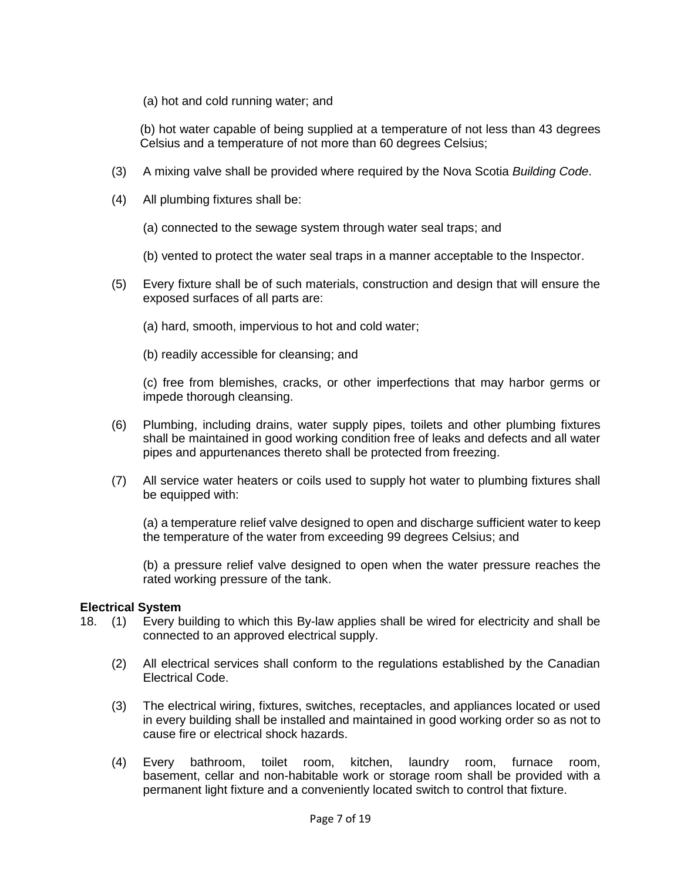(a) hot and cold running water; and

(b) hot water capable of being supplied at a temperature of not less than 43 degrees Celsius and a temperature of not more than 60 degrees Celsius;

(3) A mixing valve shall be provided where required by the Nova Scotia *Building Code*.

(4) All plumbing fixtures shall be:

(a) connected to the sewage system through water seal traps; and

(b) vented to protect the water seal traps in a manner acceptable to the Inspector.

(5) Every fixture shall be of such materials, construction and design that will ensure the exposed surfaces of all parts are:

(a) hard, smooth, impervious to hot and cold water;

(b) readily accessible for cleansing; and

(c) free from blemishes, cracks, or other imperfections that may harbor germs or impede thorough cleansing.

(6) Plumbing, including drains, water supply pipes, toilets and other plumbing fixtures shall be maintained in good working condition free of leaks and defects and all water pipes and appurtenances thereto shall be protected from freezing.

(7) All service water heaters or coils used to supply hot water to plumbing fixtures shall be equipped with:

(a) a temperature relief valve designed to open and discharge sufficient water to keep the temperature of the water from exceeding 99 degrees Celsius; and

(b) a pressure relief valve designed to open when the water pressure reaches the rated working pressure of the tank.

**Electrical System**

18. (1) Every building to which this By-law applies shall be wired for electricity and shall be connected to an approved electrical supply.

(2) All electrical services shall conform to the regulations established by the Canadian Electrical Code.

(3) The electrical wiring, fixtures, switches, receptacles, and appliances located or used in every building shall be installed and maintained in good working order so as not to cause fire or electrical shock hazards.

(4) Every bathroom, toilet room, kitchen, laundry room, furnace room, basement, cellar and non-habitable work or storage room shall be provided with a permanent light fixture and a conveniently located switch to control that fixture.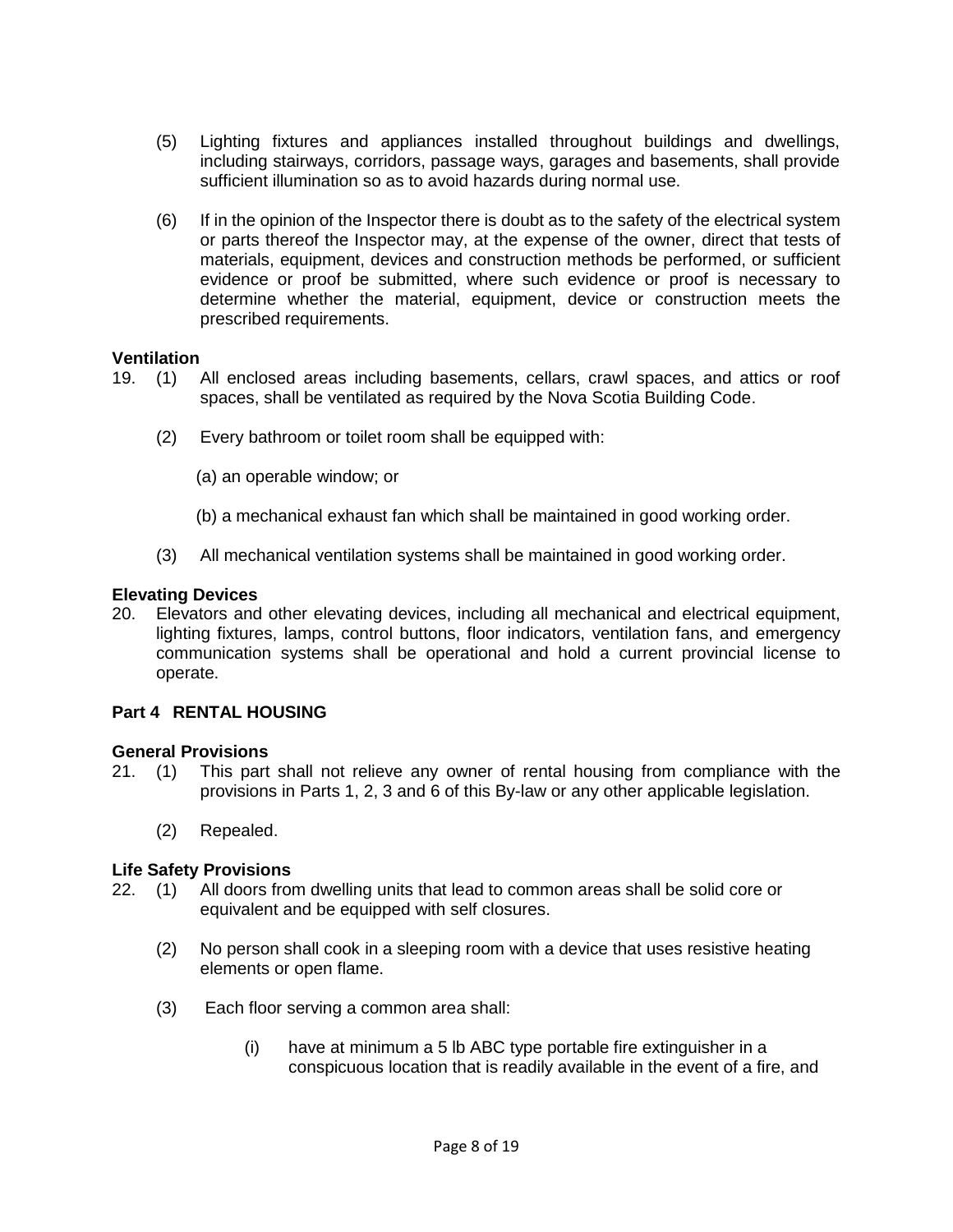(5) Lighting fixtures and appliances installed throughout buildings and dwellings, including stairways, corridors, passage ways, garages and basements, shall provide sufficient illumination so as to avoid hazards during normal use.

(6) If in the opinion of the Inspector there is doubt as to the safety of the electrical system or parts thereof the Inspector may, at the expense of the owner, direct that tests of materials, equipment, devices and construction methods be performed, or sufficient evidence or proof be submitted, where such evidence or proof is necessary to determine whether the material, equipment, device or construction meets the prescribed requirements.

**Ventilation**

19. (1) All enclosed areas including basements, cellars, crawl spaces, and attics or roof spaces, shall be ventilated as required by the Nova Scotia Building Code.

(2) Every bathroom or toilet room shall be equipped with:

(a) an operable window; or

(b) a mechanical exhaust fan which shall be maintained in good working order.

(3) All mechanical ventilation systems shall be maintained in good working order.

**Elevating Devices**

20. Elevators and other elevating devices, including all mechanical and electrical equipment, lighting fixtures, lamps, control buttons, floor indicators, ventilation fans, and emergency communication systems shall be operational and hold a current provincial license to operate.

## Part 4 RENTAL HOUSING

**General Provisions**

21. (1) This part shall not relieve any owner of rental housing from compliance with the provisions in Parts 1, 2, 3 and 6 of this By-law or any other applicable legislation.

(2) Repealed.

**Life Safety Provisions**

22. (1) All doors from dwelling units that lead to common areas shall be solid core or equivalent and be equipped with self closures.

(2) No person shall cook in a sleeping room with a device that uses resistive heating elements or open flame.

(3) Each floor serving a common area shall:

(i) have at minimum a 5 lb ABC type portable fire extinguisher in a conspicuous location that is readily available in the event of a fire, and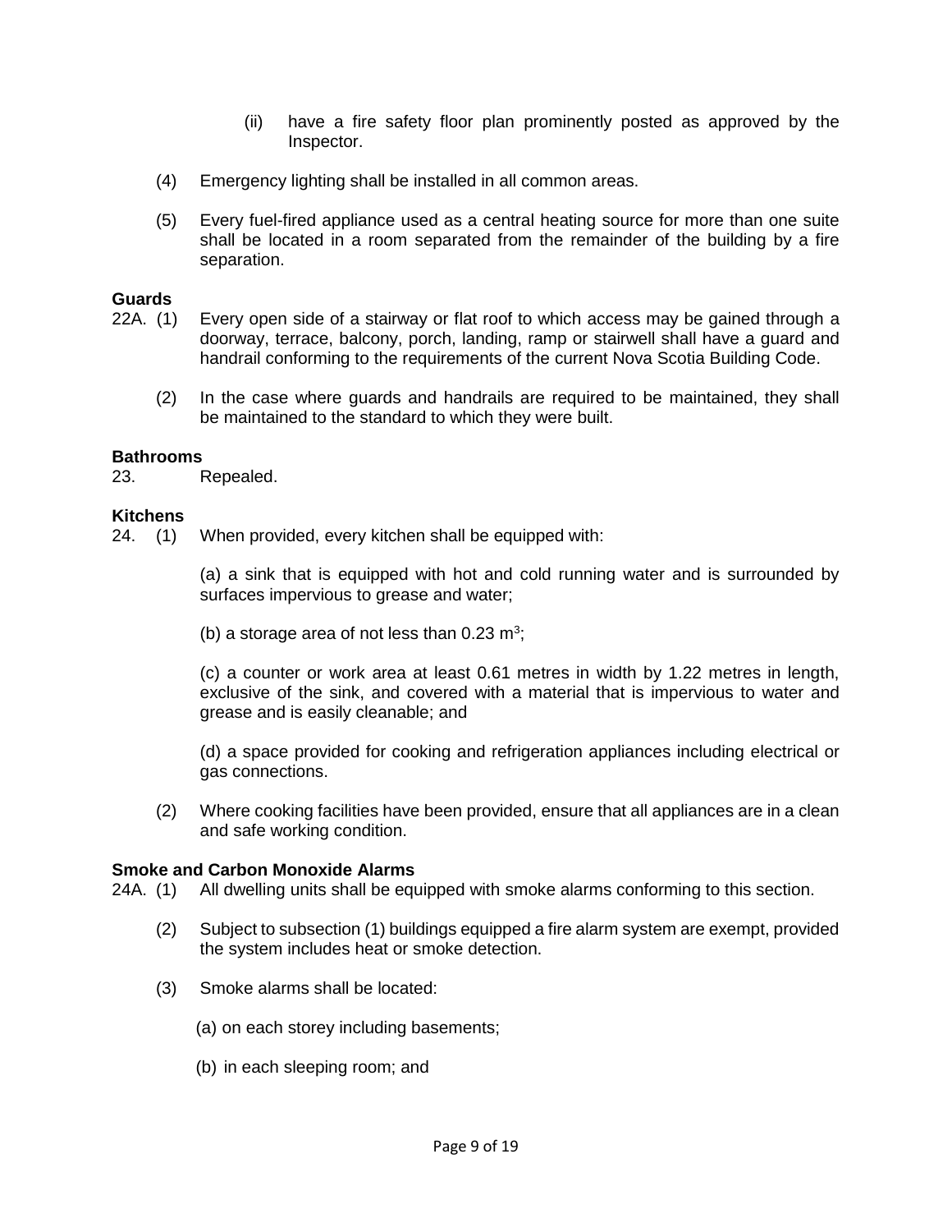(ii) have a fire safety floor plan prominently posted as approved by the Inspector.

(4) Emergency lighting shall be installed in all common areas.

(5) Every fuel-fired appliance used as a central heating source for more than one suite shall be located in a room separated from the remainder of the building by a fire separation.

**Guards**

22A. (1) Every open side of a stairway or flat roof to which access may be gained through a doorway, terrace, balcony, porch, landing, ramp or stairwell shall have a guard and handrail conforming to the requirements of the current Nova Scotia Building Code.

(2) In the case where guards and handrails are required to be maintained, they shall be maintained to the standard to which they were built.

**Bathrooms**

23. Repealed.

**Kitchens**

24. (1) When provided, every kitchen shall be equipped with:

(a) a sink that is equipped with hot and cold running water and is surrounded by surfaces impervious to grease and water;

(b) a storage area of not less than 0.23 $m^3$;

(c) a counter or work area at least 0.61 metres in width by 1.22 metres in length, exclusive of the sink, and covered with a material that is impervious to water and grease and is easily cleanable; and

(d) a space provided for cooking and refrigeration appliances including electrical or gas connections.

(2) Where cooking facilities have been provided, ensure that all appliances are in a clean and safe working condition.

**Smoke and Carbon Monoxide Alarms**

24A. (1) All dwelling units shall be equipped with smoke alarms conforming to this section.

(2) Subject to subsection (1) buildings equipped a fire alarm system are exempt, provided the system includes heat or smoke detection.

(3) Smoke alarms shall be located:

(a) on each storey including basements;

(b) in each sleeping room; and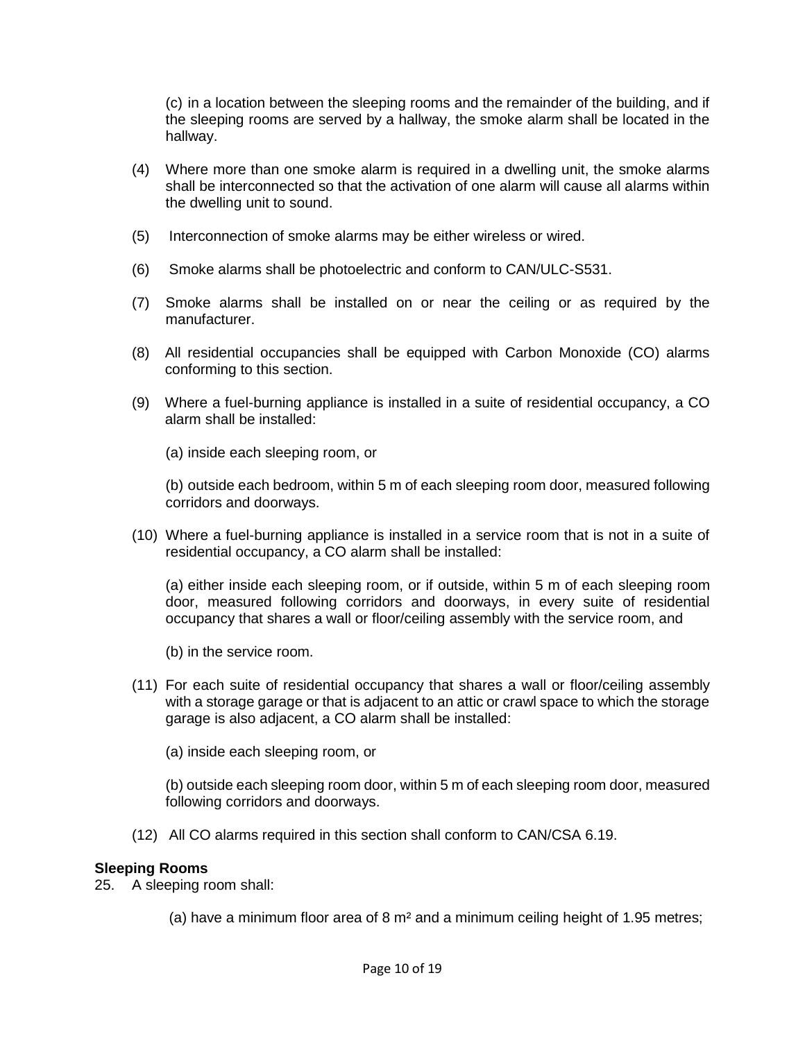(c) in a location between the sleeping rooms and the remainder of the building, and if the sleeping rooms are served by a hallway, the smoke alarm shall be located in the hallway.

(4) Where more than one smoke alarm is required in a dwelling unit, the smoke alarms shall be interconnected so that the activation of one alarm will cause all alarms within the dwelling unit to sound.

(5) Interconnection of smoke alarms may be either wireless or wired.

(6) Smoke alarms shall be photoelectric and conform to CAN/ULC-S531.

(7) Smoke alarms shall be installed on or near the ceiling or as required by the manufacturer.

(8) All residential occupancies shall be equipped with Carbon Monoxide (CO) alarms conforming to this section.

(9) Where a fuel-burning appliance is installed in a suite of residential occupancy, a CO alarm shall be installed:

(a) inside each sleeping room, or

(b) outside each bedroom, within 5 m of each sleeping room door, measured following corridors and doorways.

(10) Where a fuel-burning appliance is installed in a service room that is not in a suite of residential occupancy, a CO alarm shall be installed:

(a) either inside each sleeping room, or if outside, within 5 m of each sleeping room door, measured following corridors and doorways, in every suite of residential occupancy that shares a wall or floor/ceiling assembly with the service room, and

(b) in the service room.

(11) For each suite of residential occupancy that shares a wall or floor/ceiling assembly with a storage garage or that is adjacent to an attic or crawl space to which the storage garage is also adjacent, a CO alarm shall be installed:

(a) inside each sleeping room, or

(b) outside each sleeping room door, within 5 m of each sleeping room door, measured following corridors and doorways.

(12) All CO alarms required in this section shall conform to CAN/CSA 6.19.

**Sleeping Rooms**

25. A sleeping room shall:

(a) have a minimum floor area of 8 m² and a minimum ceiling height of 1.95 metres;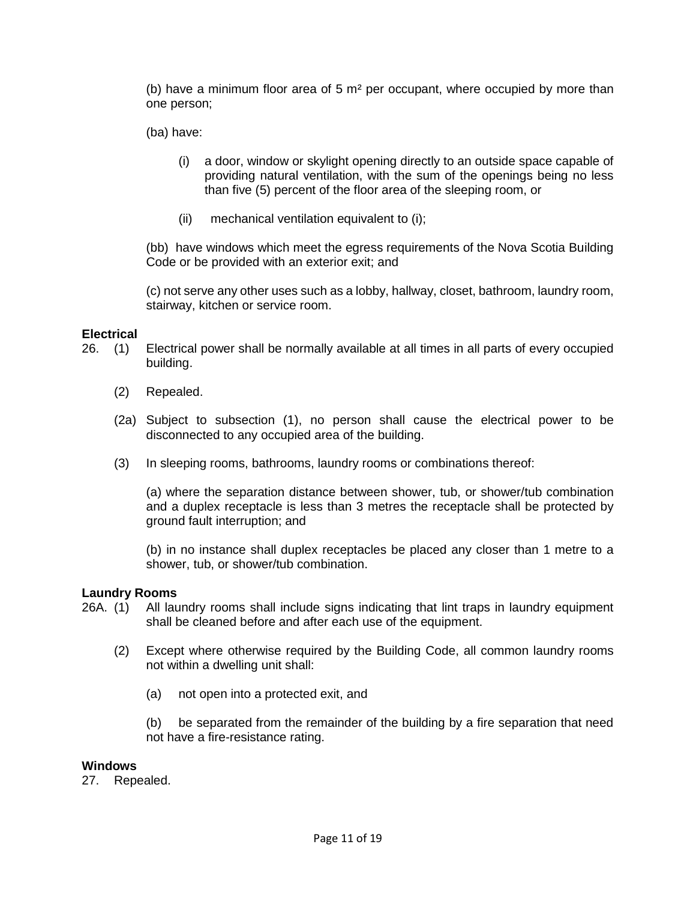(b) have a minimum floor area of 5 m² per occupant, where occupied by more than one person;

(ba) have:

(i) a door, window or skylight opening directly to an outside space capable of providing natural ventilation, with the sum of the openings being no less than five (5) percent of the floor area of the sleeping room, or

(ii) mechanical ventilation equivalent to (i);

(bb) have windows which meet the egress requirements of the Nova Scotia Building Code or be provided with an exterior exit; and

(c) not serve any other uses such as a lobby, hallway, closet, bathroom, laundry room, stairway, kitchen or service room.

**Electrical**

26. (1) Electrical power shall be normally available at all times in all parts of every occupied building.

(2) Repealed.

(2a) Subject to subsection (1), no person shall cause the electrical power to be disconnected to any occupied area of the building.

(3) In sleeping rooms, bathrooms, laundry rooms or combinations thereof:

(a) where the separation distance between shower, tub, or shower/tub combination and a duplex receptacle is less than 3 metres the receptacle shall be protected by ground fault interruption; and

(b) in no instance shall duplex receptacles be placed any closer than 1 metre to a shower, tub, or shower/tub combination.

**Laundry Rooms**

26A. (1) All laundry rooms shall include signs indicating that lint traps in laundry equipment shall be cleaned before and after each use of the equipment.

(2) Except where otherwise required by the Building Code, all common laundry rooms not within a dwelling unit shall:

(a) not open into a protected exit, and

(b) be separated from the remainder of the building by a fire separation that need not have a fire-resistance rating.

**Windows**

27. Repealed.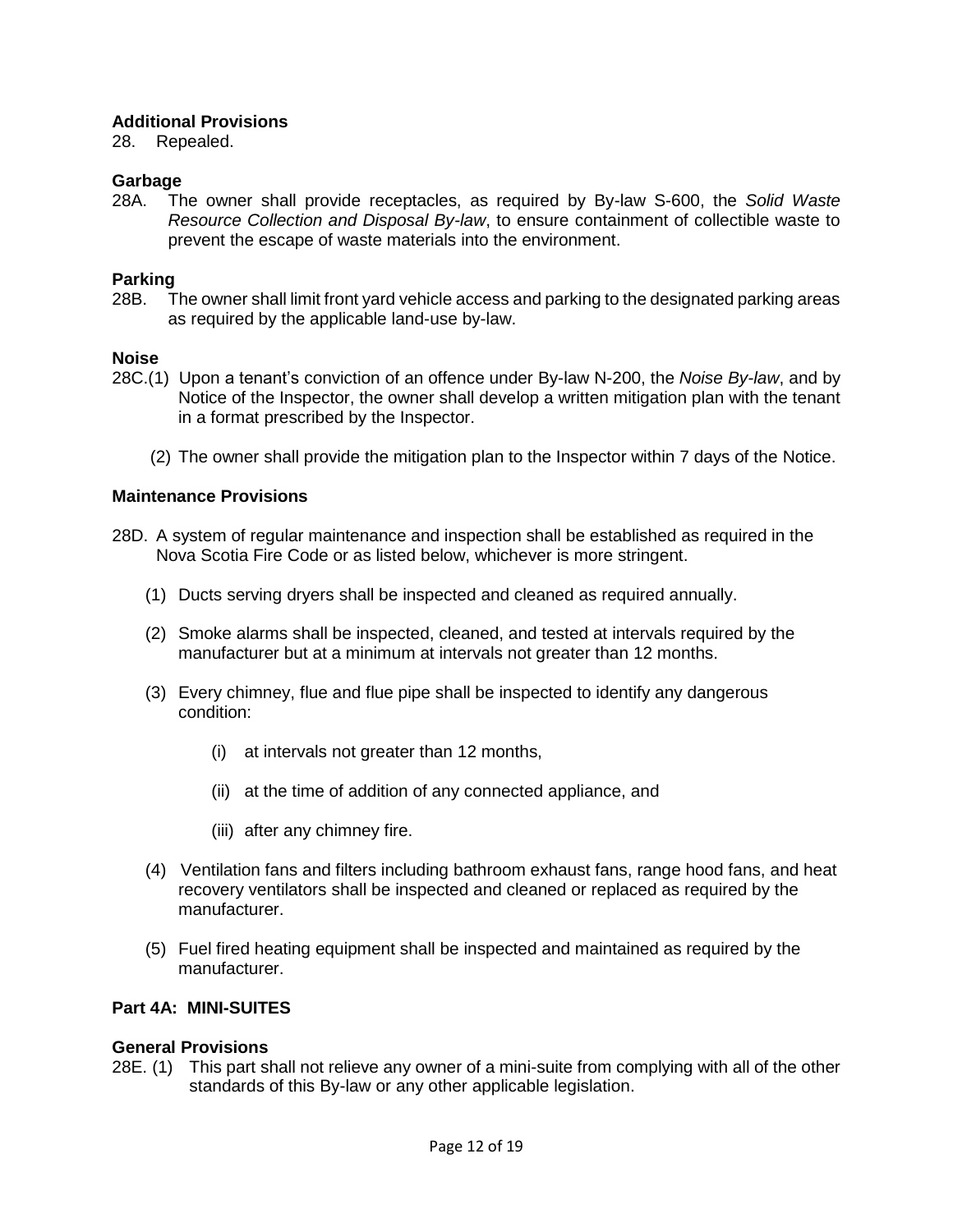**Additional Provisions**

28. Repealed.

**Garbage**

28A. The owner shall provide receptacles, as required by By-law S-600, the *Solid Waste Resource Collection and Disposal By-law*, to ensure containment of collectible waste to prevent the escape of waste materials into the environment.

**Parking**

28B. The owner shall limit front yard vehicle access and parking to the designated parking areas as required by the applicable land-use by-law.

**Noise**

28C.(1) Upon a tenant's conviction of an offence under By-law N-200, the *Noise By-law*, and by Notice of the Inspector, the owner shall develop a written mitigation plan with the tenant in a format prescribed by the Inspector.

(2) The owner shall provide the mitigation plan to the Inspector within 7 days of the Notice.

**Maintenance Provisions**

28D. A system of regular maintenance and inspection shall be established as required in the Nova Scotia Fire Code or as listed below, whichever is more stringent.

(1) Ducts serving dryers shall be inspected and cleaned as required annually.

(2) Smoke alarms shall be inspected, cleaned, and tested at intervals required by the manufacturer but at a minimum at intervals not greater than 12 months.

(3) Every chimney, flue and flue pipe shall be inspected to identify any dangerous condition:

(i) at intervals not greater than 12 months,

(ii) at the time of addition of any connected appliance, and

(iii) after any chimney fire.

(4) Ventilation fans and filters including bathroom exhaust fans, range hood fans, and heat recovery ventilators shall be inspected and cleaned or replaced as required by the manufacturer.

(5) Fuel fired heating equipment shall be inspected and maintained as required by the manufacturer.

**Part 4A: MINI-SUITES**

**General Provisions**

28E. (1) This part shall not relieve any owner of a mini-suite from complying with all of the other standards of this By-law or any other applicable legislation.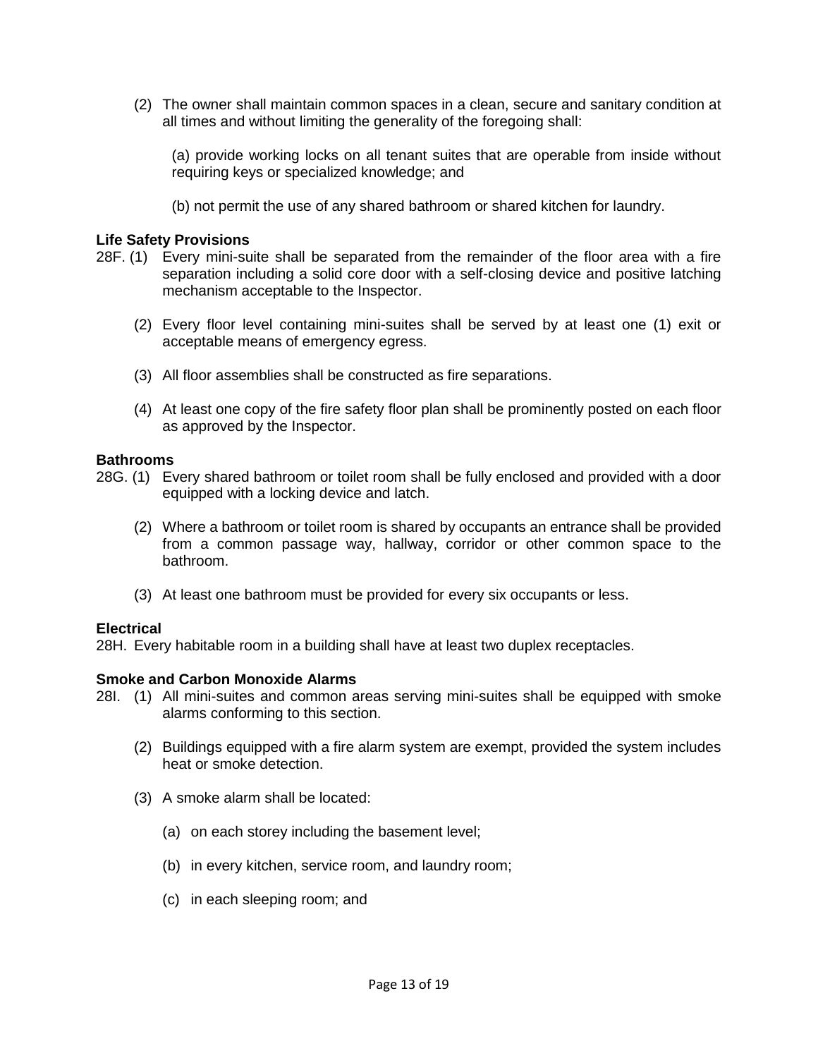(2) The owner shall maintain common spaces in a clean, secure and sanitary condition at all times and without limiting the generality of the foregoing shall:

(a) provide working locks on all tenant suites that are operable from inside without requiring keys or specialized knowledge; and

(b) not permit the use of any shared bathroom or shared kitchen for laundry.

**Life Safety Provisions**

28F. (1) Every mini-suite shall be separated from the remainder of the floor area with a fire separation including a solid core door with a self-closing device and positive latching mechanism acceptable to the Inspector.

(2) Every floor level containing mini-suites shall be served by at least one (1) exit or acceptable means of emergency egress.

(3) All floor assemblies shall be constructed as fire separations.

(4) At least one copy of the fire safety floor plan shall be prominently posted on each floor as approved by the Inspector.

**Bathrooms**

28G. (1) Every shared bathroom or toilet room shall be fully enclosed and provided with a door equipped with a locking device and latch.

(2) Where a bathroom or toilet room is shared by occupants an entrance shall be provided from a common passage way, hallway, corridor or other common space to the bathroom.

(3) At least one bathroom must be provided for every six occupants or less.

**Electrical**

28H. Every habitable room in a building shall have at least two duplex receptacles.

**Smoke and Carbon Monoxide Alarms**

28I. (1) All mini-suites and common areas serving mini-suites shall be equipped with smoke alarms conforming to this section.

(2) Buildings equipped with a fire alarm system are exempt, provided the system includes heat or smoke detection.

(3) A smoke alarm shall be located:

(a) on each storey including the basement level;

(b) in every kitchen, service room, and laundry room;

(c) in each sleeping room; and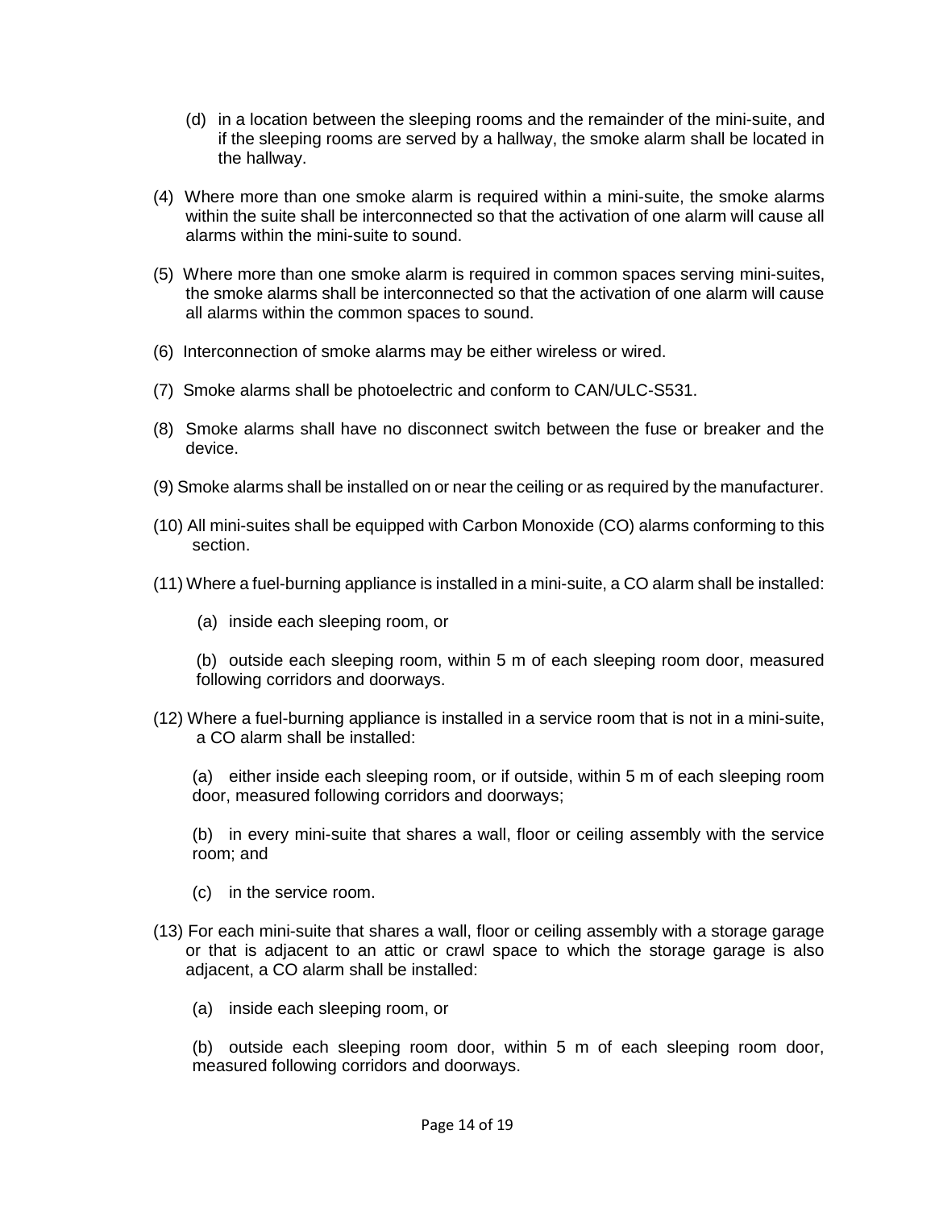(d) in a location between the sleeping rooms and the remainder of the mini-suite, and if the sleeping rooms are served by a hallway, the smoke alarm shall be located in the hallway.

(4) Where more than one smoke alarm is required within a mini-suite, the smoke alarms within the suite shall be interconnected so that the activation of one alarm will cause all alarms within the mini-suite to sound.

(5) Where more than one smoke alarm is required in common spaces serving mini-suites, the smoke alarms shall be interconnected so that the activation of one alarm will cause all alarms within the common spaces to sound.

(6) Interconnection of smoke alarms may be either wireless or wired.

(7) Smoke alarms shall be photoelectric and conform to CAN/ULC-S531.

(8) Smoke alarms shall have no disconnect switch between the fuse or breaker and the device.

(9) Smoke alarms shall be installed on or near the ceiling or as required by the manufacturer.

(10) All mini-suites shall be equipped with Carbon Monoxide (CO) alarms conforming to this section.

(11) Where a fuel-burning appliance is installed in a mini-suite, a CO alarm shall be installed:

(a) inside each sleeping room, or

(b) outside each sleeping room, within 5 m of each sleeping room door, measured following corridors and doorways.

(12) Where a fuel-burning appliance is installed in a service room that is not in a mini-suite, a CO alarm shall be installed:

(a) either inside each sleeping room, or if outside, within 5 m of each sleeping room door, measured following corridors and doorways;

(b) in every mini-suite that shares a wall, floor or ceiling assembly with the service room; and

(c) in the service room.

(13) For each mini-suite that shares a wall, floor or ceiling assembly with a storage garage or that is adjacent to an attic or crawl space to which the storage garage is also adjacent, a CO alarm shall be installed:

(a) inside each sleeping room, or

(b) outside each sleeping room door, within 5 m of each sleeping room door, measured following corridors and doorways.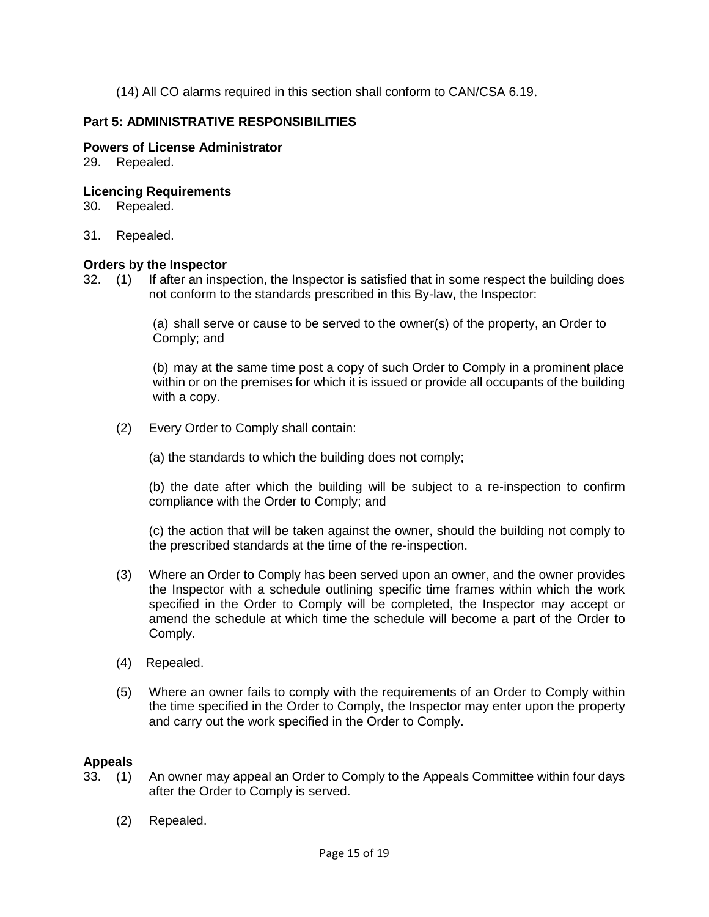(14) All CO alarms required in this section shall conform to CAN/CSA 6.19.

## Part 5: ADMINISTRATIVE RESPONSIBILITIES

### Powers of License Administrator

29. Repealed.

### Licencing Requirements

30. Repealed.

31. Repealed.

### Orders by the Inspector

32. (1) If after an inspection, the Inspector is satisfied that in some respect the building does not conform to the standards prescribed in this By-law, the Inspector:

    (a) shall serve or cause to be served to the owner(s) of the property, an Order to Comply; and

    (b) may at the same time post a copy of such Order to Comply in a prominent place within or on the premises for which it is issued or provide all occupants of the building with a copy.

    (2) Every Order to Comply shall contain:

    (a) the standards to which the building does not comply;

    (b) the date after which the building will be subject to a re-inspection to confirm compliance with the Order to Comply; and

    (c) the action that will be taken against the owner, should the building not comply to the prescribed standards at the time of the re-inspection.

    (3) Where an Order to Comply has been served upon an owner, and the owner provides the Inspector with a schedule outlining specific time frames within which the work specified in the Order to Comply will be completed, the Inspector may accept or amend the schedule at which time the schedule will become a part of the Order to Comply.

    (4) Repealed.

    (5) Where an owner fails to comply with the requirements of an Order to Comply within the time specified in the Order to Comply, the Inspector may enter upon the property and carry out the work specified in the Order to Comply.

### Appeals

33. (1) An owner may appeal an Order to Comply to the Appeals Committee within four days after the Order to Comply is served.

    (2) Repealed.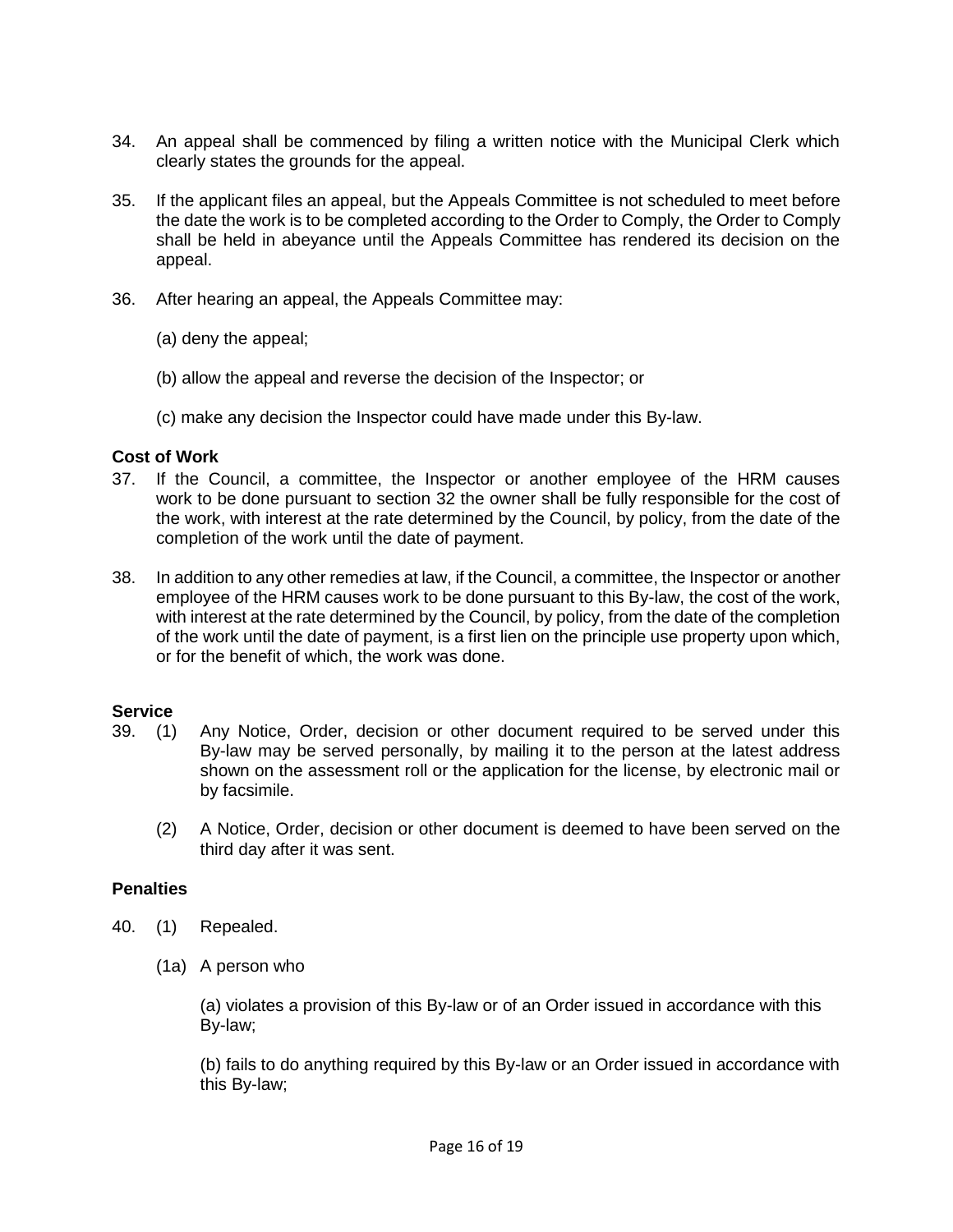34. An appeal shall be commenced by filing a written notice with the Municipal Clerk which clearly states the grounds for the appeal.

35. If the applicant files an appeal, but the Appeals Committee is not scheduled to meet before the date the work is to be completed according to the Order to Comply, the Order to Comply shall be held in abeyance until the Appeals Committee has rendered its decision on the appeal.

36. After hearing an appeal, the Appeals Committee may:

    (a) deny the appeal;

    (b) allow the appeal and reverse the decision of the Inspector; or

    (c) make any decision the Inspector could have made under this By-law.

**Cost of Work**

37. If the Council, a committee, the Inspector or another employee of the HRM causes work to be done pursuant to section 32 the owner shall be fully responsible for the cost of the work, with interest at the rate determined by the Council, by policy, from the date of the completion of the work until the date of payment.

38. In addition to any other remedies at law, if the Council, a committee, the Inspector or another employee of the HRM causes work to be done pursuant to this By-law, the cost of the work, with interest at the rate determined by the Council, by policy, from the date of the completion of the work until the date of payment, is a first lien on the principle use property upon which, or for the benefit of which, the work was done.

**Service**

39. (1) Any Notice, Order, decision or other document required to be served under this By-law may be served personally, by mailing it to the person at the latest address shown on the assessment roll or the application for the license, by electronic mail or by facsimile.

    (2) A Notice, Order, decision or other document is deemed to have been served on the third day after it was sent.

**Penalties**

40. (1) Repealed.

    (1a) A person who

    (a) violates a provision of this By-law or of an Order issued in accordance with this By-law;

    (b) fails to do anything required by this By-law or an Order issued in accordance with this By-law;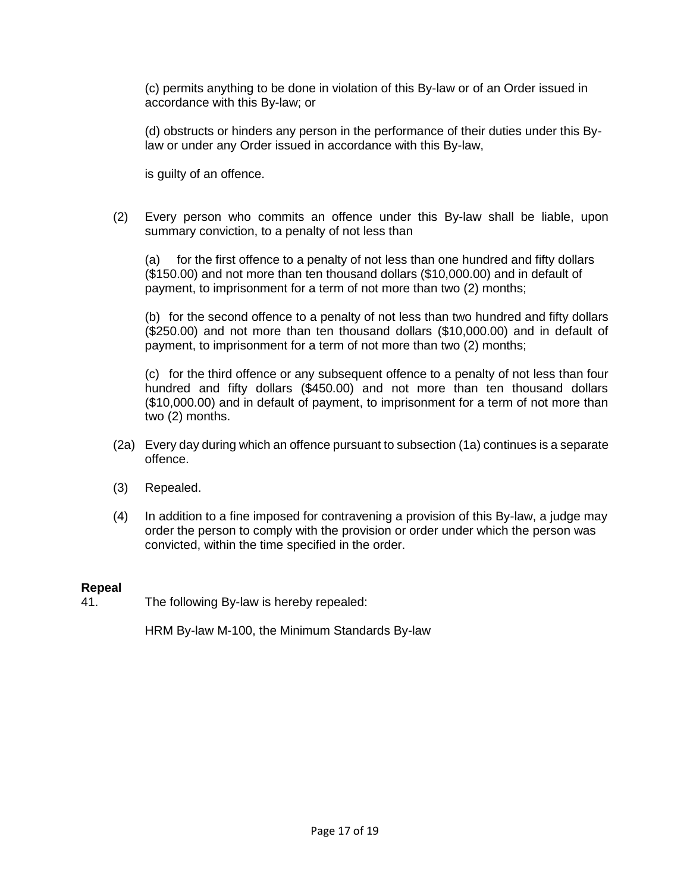(c) permits anything to be done in violation of this By-law or of an Order issued in accordance with this By-law; or

(d) obstructs or hinders any person in the performance of their duties under this By-law or under any Order issued in accordance with this By-law,

is guilty of an offence.

(2) Every person who commits an offence under this By-law shall be liable, upon summary conviction, to a penalty of not less than

(a) for the first offence to a penalty of not less than one hundred and fifty dollars ($150.00) and not more than ten thousand dollars ($10,000.00) and in default of payment, to imprisonment for a term of not more than two (2) months;

(b) for the second offence to a penalty of not less than two hundred and fifty dollars ($250.00) and not more than ten thousand dollars ($10,000.00) and in default of payment, to imprisonment for a term of not more than two (2) months;

(c) for the third offence or any subsequent offence to a penalty of not less than four hundred and fifty dollars ($450.00) and not more than ten thousand dollars ($10,000.00) and in default of payment, to imprisonment for a term of not more than two (2) months.

(2a) Every day during which an offence pursuant to subsection (1a) continues is a separate offence.

(3) Repealed.

(4) In addition to a fine imposed for contravening a provision of this By-law, a judge may order the person to comply with the provision or order under which the person was convicted, within the time specified in the order.

**Repeal**

41. The following By-law is hereby repealed:

HRM By-law M-100, the Minimum Standards By-law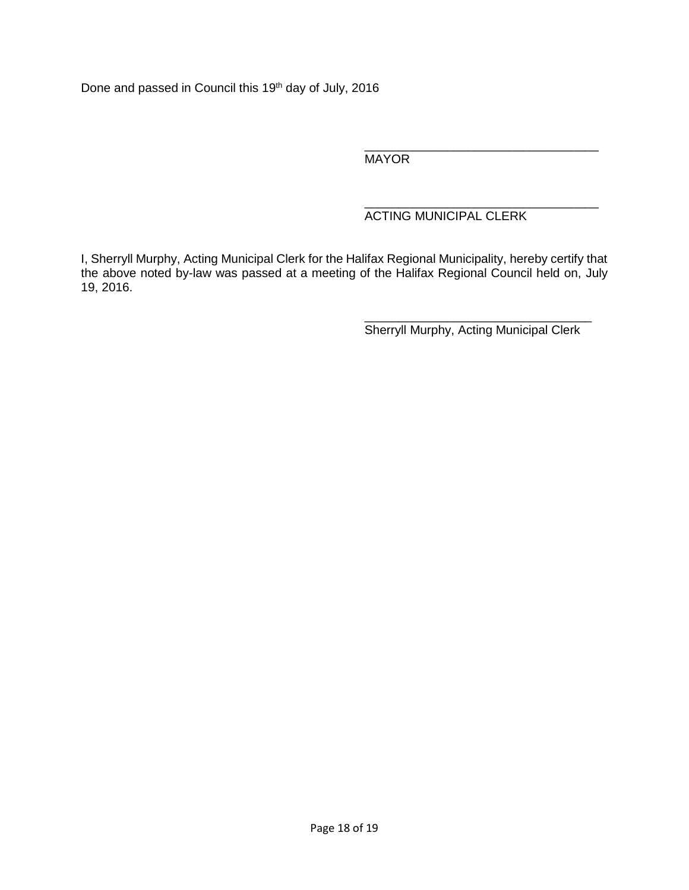Done and passed in Council this 19th day of July, 2016

\_\_\_\_\_\_\_\_\_\_\_\_\_\_\_\_\_\_\_\_\_\_\_\_\_\_\_\_\_\_\_\_\_\_\_
MAYOR

\_\_\_\_\_\_\_\_\_\_\_\_\_\_\_\_\_\_\_\_\_\_\_\_\_\_\_\_\_\_\_\_\_\_\_
ACTING MUNICIPAL CLERK

I, Sherryll Murphy, Acting Municipal Clerk for the Halifax Regional Municipality, hereby certify that the above noted by-law was passed at a meeting of the Halifax Regional Council held on, July 19, 2016.

\_\_\_\_\_\_\_\_\_\_\_\_\_\_\_\_\_\_\_\_\_\_\_\_\_\_\_\_\_\_\_\_\_\_
Sherryll Murphy, Acting Municipal Clerk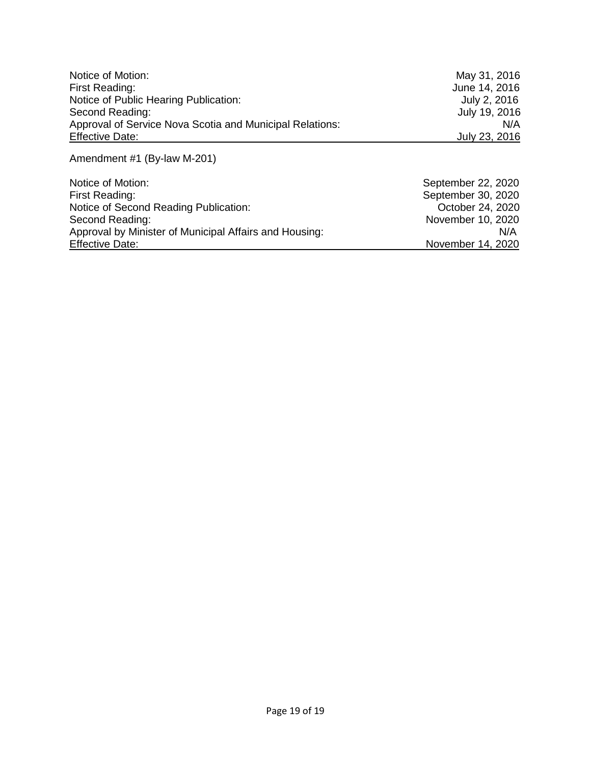| | |
|---|---|
| Notice of Motion: | May 31, 2016 |
| First Reading: | June 14, 2016 |
| Notice of Public Hearing Publication: | July 2, 2016 |
| Second Reading: | July 19, 2016 |
| Approval of Service Nova Scotia and Municipal Relations: | N/A |
| Effective Date: | July 23, 2016 |

Amendment #1 (By-law M-201)

| | |
|---|---|
| Notice of Motion: | September 22, 2020 |
| First Reading: | September 30, 2020 |
| Notice of Second Reading Publication: | October 24, 2020 |
| Second Reading: | November 10, 2020 |
| Approval by Minister of Municipal Affairs and Housing: | N/A |
| Effective Date: | November 14, 2020 |